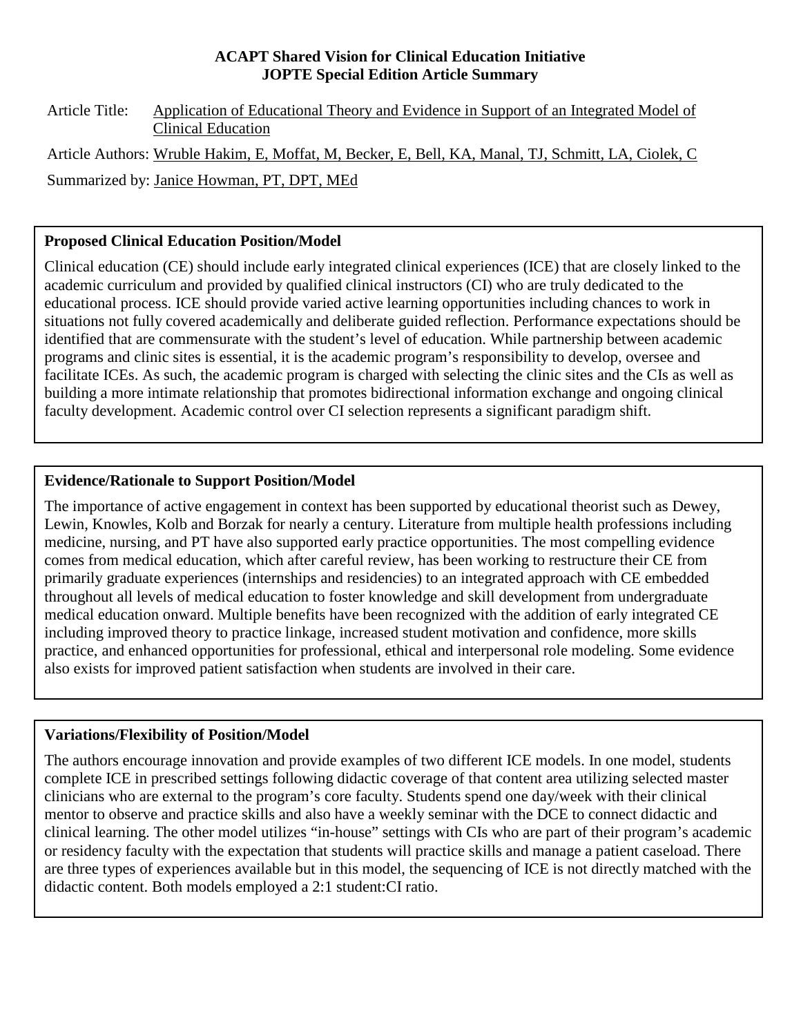# ACAPT Shared Vision for Clinical Education Initiative
## JOPTE Special Edition Article Summary

Article Title: Application of Educational Theory and Evidence in Support of an Integrated Model of Clinical Education

Article Authors: Wruble Hakim, E, Moffat, M, Becker, E, Bell, KA, Manal, TJ, Schmitt, LA, Ciolek, C

Summarized by: Janice Howman, PT, DPT, MEd

### Proposed Clinical Education Position/Model

Clinical education (CE) should include early integrated clinical experiences (ICE) that are closely linked to the academic curriculum and provided by qualified clinical instructors (CI) who are truly dedicated to the educational process. ICE should provide varied active learning opportunities including chances to work in situations not fully covered academically and deliberate guided reflection. Performance expectations should be identified that are commensurate with the student's level of education. While partnership between academic programs and clinic sites is essential, it is the academic program's responsibility to develop, oversee and facilitate ICEs. As such, the academic program is charged with selecting the clinic sites and the CIs as well as building a more intimate relationship that promotes bidirectional information exchange and ongoing clinical faculty development. Academic control over CI selection represents a significant paradigm shift.

### Evidence/Rationale to Support Position/Model

The importance of active engagement in context has been supported by educational theorist such as Dewey, Lewin, Knowles, Kolb and Borzak for nearly a century. Literature from multiple health professions including medicine, nursing, and PT have also supported early practice opportunities. The most compelling evidence comes from medical education, which after careful review, has been working to restructure their CE from primarily graduate experiences (internships and residencies) to an integrated approach with CE embedded throughout all levels of medical education to foster knowledge and skill development from undergraduate medical education onward. Multiple benefits have been recognized with the addition of early integrated CE including improved theory to practice linkage, increased student motivation and confidence, more skills practice, and enhanced opportunities for professional, ethical and interpersonal role modeling. Some evidence also exists for improved patient satisfaction when students are involved in their care.

### Variations/Flexibility of Position/Model

The authors encourage innovation and provide examples of two different ICE models. In one model, students complete ICE in prescribed settings following didactic coverage of that content area utilizing selected master clinicians who are external to the program's core faculty. Students spend one day/week with their clinical mentor to observe and practice skills and also have a weekly seminar with the DCE to connect didactic and clinical learning. The other model utilizes "in-house" settings with CIs who are part of their program's academic or residency faculty with the expectation that students will practice skills and manage a patient caseload. There are three types of experiences available but in this model, the sequencing of ICE is not directly matched with the didactic content. Both models employed a 2:1 student:CI ratio.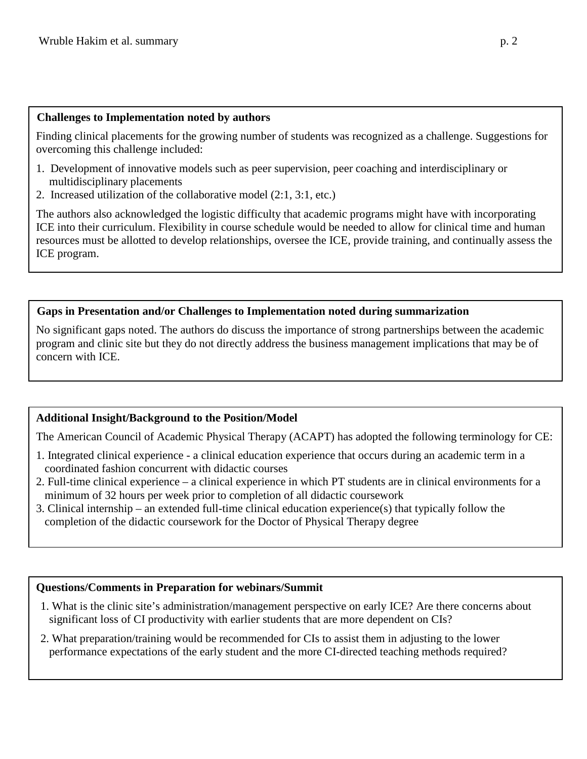**Challenges to Implementation noted by authors**

Finding clinical placements for the growing number of students was recognized as a challenge. Suggestions for overcoming this challenge included:

1. Development of innovative models such as peer supervision, peer coaching and interdisciplinary or multidisciplinary placements
2. Increased utilization of the collaborative model (2:1, 3:1, etc.)

The authors also acknowledged the logistic difficulty that academic programs might have with incorporating ICE into their curriculum. Flexibility in course schedule would be needed to allow for clinical time and human resources must be allotted to develop relationships, oversee the ICE, provide training, and continually assess the ICE program.

**Gaps in Presentation and/or Challenges to Implementation noted during summarization**

No significant gaps noted. The authors do discuss the importance of strong partnerships between the academic program and clinic site but they do not directly address the business management implications that may be of concern with ICE.

**Additional Insight/Background to the Position/Model**

The American Council of Academic Physical Therapy (ACAPT) has adopted the following terminology for CE:

1. Integrated clinical experience - a clinical education experience that occurs during an academic term in a coordinated fashion concurrent with didactic courses
2. Full-time clinical experience – a clinical experience in which PT students are in clinical environments for a minimum of 32 hours per week prior to completion of all didactic coursework
3. Clinical internship – an extended full-time clinical education experience(s) that typically follow the completion of the didactic coursework for the Doctor of Physical Therapy degree

**Questions/Comments in Preparation for webinars/Summit**

1. What is the clinic site's administration/management perspective on early ICE? Are there concerns about significant loss of CI productivity with earlier students that are more dependent on CIs?
2. What preparation/training would be recommended for CIs to assist them in adjusting to the lower performance expectations of the early student and the more CI-directed teaching methods required?